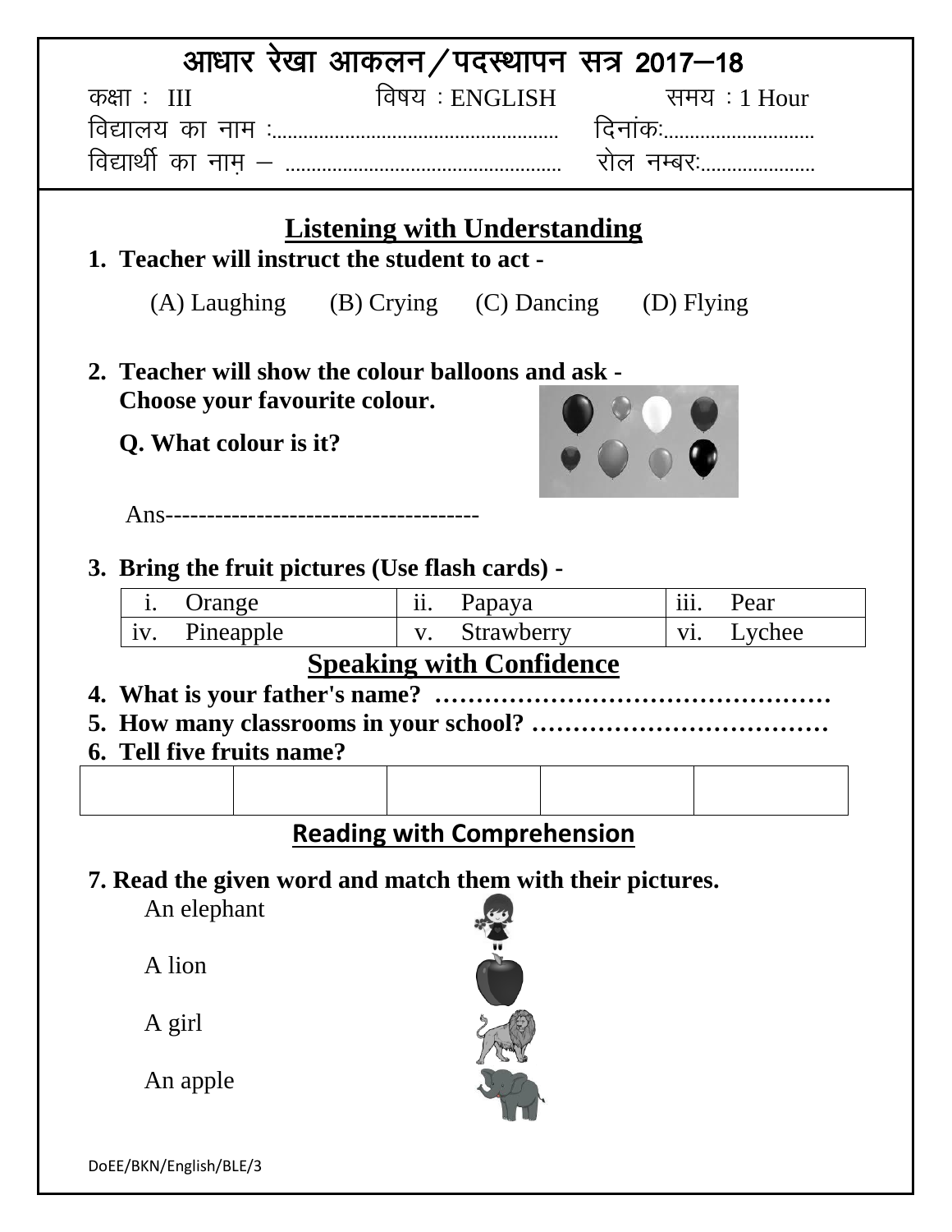# आधार रेखा आकलन / पदस्थापन सत्र 2017–18

कक्षा : III　　　　विषय : ENGLISH　　　　समय : 1 Hour

विद्यालय का नाम :..................................................　　दिनांक:............................

विद्यार्थी का नाम – ..................................................　　रोल नम्बर:......................

## Listening with Understanding

**1. Teacher will instruct the student to act -**

(A) Laughing　　(B) Crying　　(C) Dancing　　(D) Flying

**2. Teacher will show the colour balloons and ask -**
**Choose your favourite colour.**

**Q. What colour is it?**

Ans--------------------------------------

**3. Bring the fruit pictures (Use flash cards) -**

| i. Orange | ii. Papaya | iii. Pear |
|---|---|---|
| iv. Pineapple | v. Strawberry | vi. Lychee |

## Speaking with Confidence

**4. What is your father's name? ………………………………………….**

**5. How many classrooms in your school? ………………………………**

**6. Tell five fruits name?**

| | | | | |
|---|---|---|---|---|
| | | | | |

## Reading with Comprehension

**7. Read the given word and match them with their pictures.**

An elephant

A lion

A girl

An apple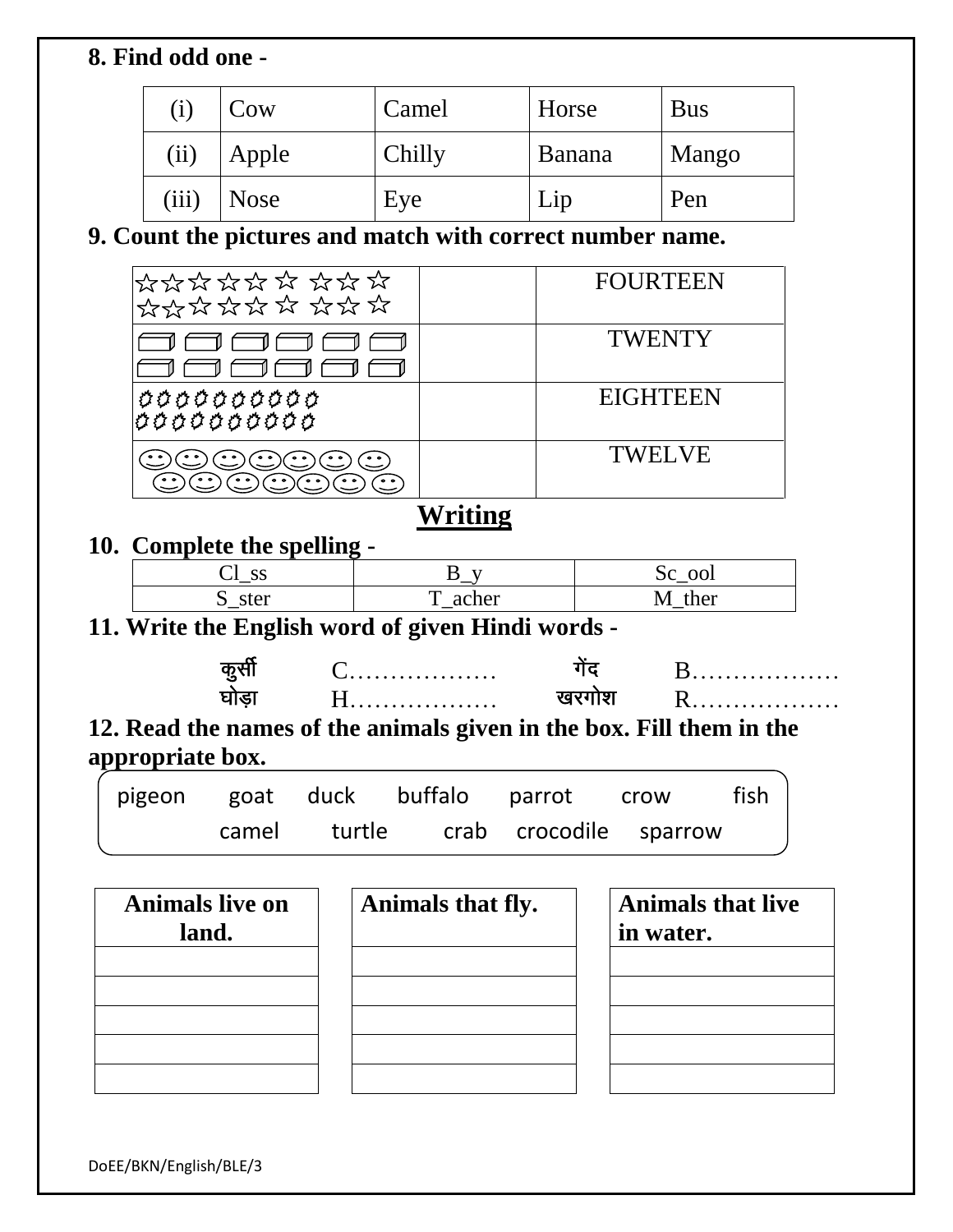**8. Find odd one -**

| (i) | Cow | Camel | Horse | Bus |
|---|---|---|---|---|
| (ii) | Apple | Chilly | Banana | Mango |
| (iii) | Nose | Eye | Lip | Pen |

**9. Count the pictures and match with correct number name.**

| | | |
|---|---|---|
| ☆☆☆☆☆☆ ☆☆☆ ☆<br>☆☆☆☆☆☆ ☆☆☆ ☆ | | FOURTEEN |
| ▭ ▭ ▭ ▭ ▭ ▭<br>▭ ▭ ▭ ▭ ▭ ▭ | | TWENTY |
| ✿✿✿✿✿✿✿✿✿<br>✿✿✿✿✿✿✿✿✿ | | EIGHTEEN |
| ☺☺☺☺☺☺☺<br>☺☺☺☺☺☺☺ | | TWELVE |

## Writing

**10. Complete the spelling -**

| | | |
|---|---|---|
| Cl_ss | B_y | Sc_ool |
| S_ster | T_acher | M_ther |

**11. Write the English word of given Hindi words -**

| | | | |
|---|---|---|---|
| कुर्सी | C……………… | गेंद | B……………… |
| घोड़ा | H……………… | खरगोश | R……………… |

**12. Read the names of the animals given in the box. Fill them in the appropriate box.**

pigeon goat duck buffalo parrot crow fish
camel turtle crab crocodile sparrow

| Animals live on land. |
|---|
| |
| |
| |
| |
| |

| Animals that fly. |
|---|
| |
| |
| |
| |
| |

| Animals that live in water. |
|---|
| |
| |
| |
| |
| |

DoEE/BKN/English/BLE/3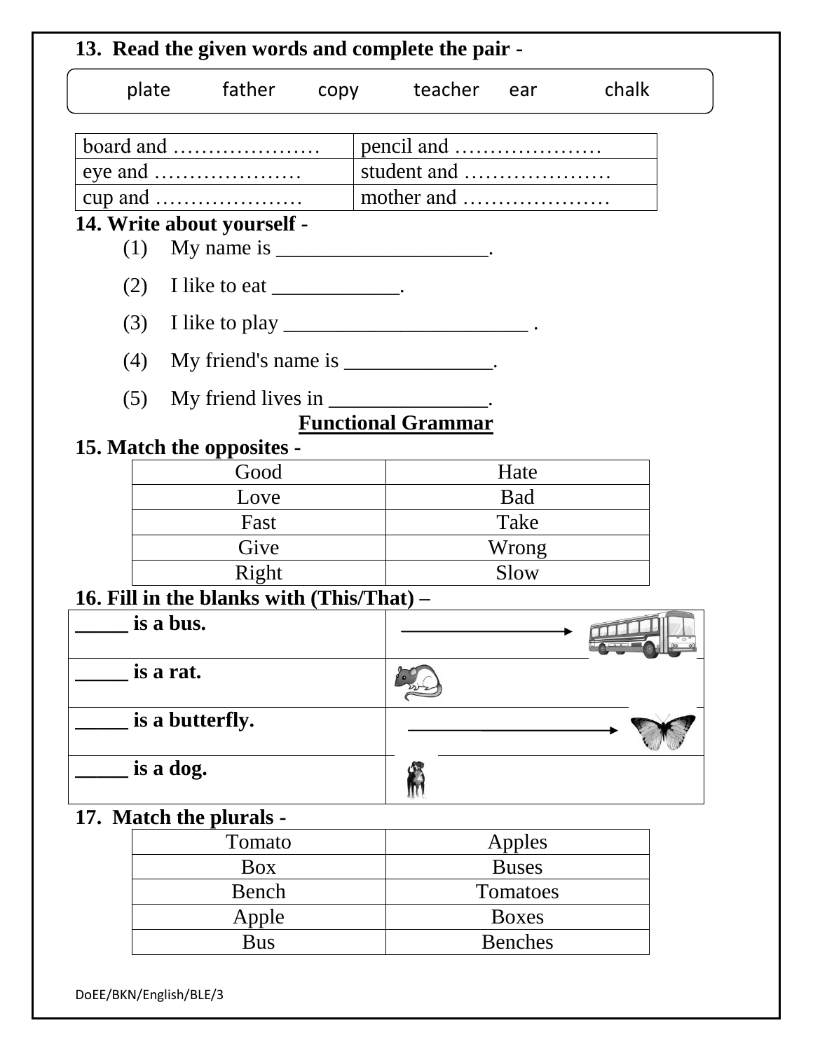**13. Read the given words and complete the pair -**

plate    father    copy    teacher    ear    chalk

| board and ………………… | pencil and ………………… |
|---|---|
| eye and ………………… | student and ………………… |
| cup and ………………… | mother and ………………… |

**14. Write about yourself -**

(1) My name is ____________________.

(2) I like to eat ____________.

(3) I like to play _______________________ .

(4) My friend's name is ______________.

(5) My friend lives in _______________.

## Functional Grammar

**15. Match the opposites -**

| Good | Hate |
|---|---|
| Love | Bad |
| Fast | Take |
| Give | Wrong |
| Right | Slow |

**16. Fill in the blanks with (This/That) –**

| | |
|---|---|
| **_____ is a bus.** | ————→ |
| **_____ is a rat.** | |
| **_____ is a butterfly.** | ————→ |
| **_____ is a dog.** | |

**17. Match the plurals -**

| Tomato | Apples |
|---|---|
| Box | Buses |
| Bench | Tomatoes |
| Apple | Boxes |
| Bus | Benches |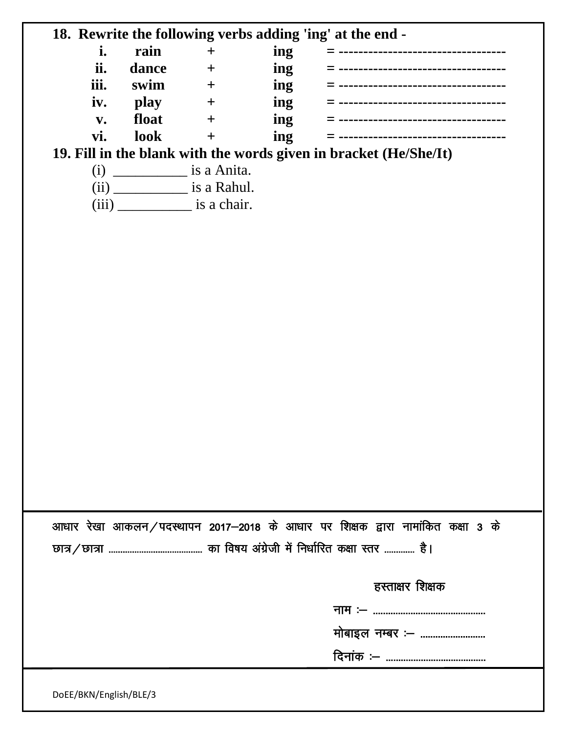**18. Rewrite the following verbs adding 'ing' at the end -**

| | | | | |
|---|---|---|---|---|
| **i.** | **rain** | + | **ing** | = --------------------------------- |
| **ii.** | **dance** | + | **ing** | = --------------------------------- |
| **iii.** | **swim** | + | **ing** | = --------------------------------- |
| **iv.** | **play** | + | **ing** | = --------------------------------- |
| **v.** | **float** | + | **ing** | = --------------------------------- |
| **vi.** | **look** | + | **ing** | = --------------------------------- |

**19. Fill in the blank with the words given in bracket (He/She/It)**

(i) __________ is a Anita.

(ii) __________ is a Rahul.

(iii) __________ is a chair.

---

आधार रेखा आकलन/पदस्थापन 2017–2018 के आधार पर शिक्षक द्वारा नामांकित कक्षा 3 के छात्र/छात्रा ................................... का विषय अंग्रेजी में निर्धारित कक्षा स्तर ............ है।

हस्ताक्षर शिक्षक

नाम :– ............................................

मोबाइल नम्बर :– ..........................

दिनांक :– .......................................

---

DoEE/BKN/English/BLE/3